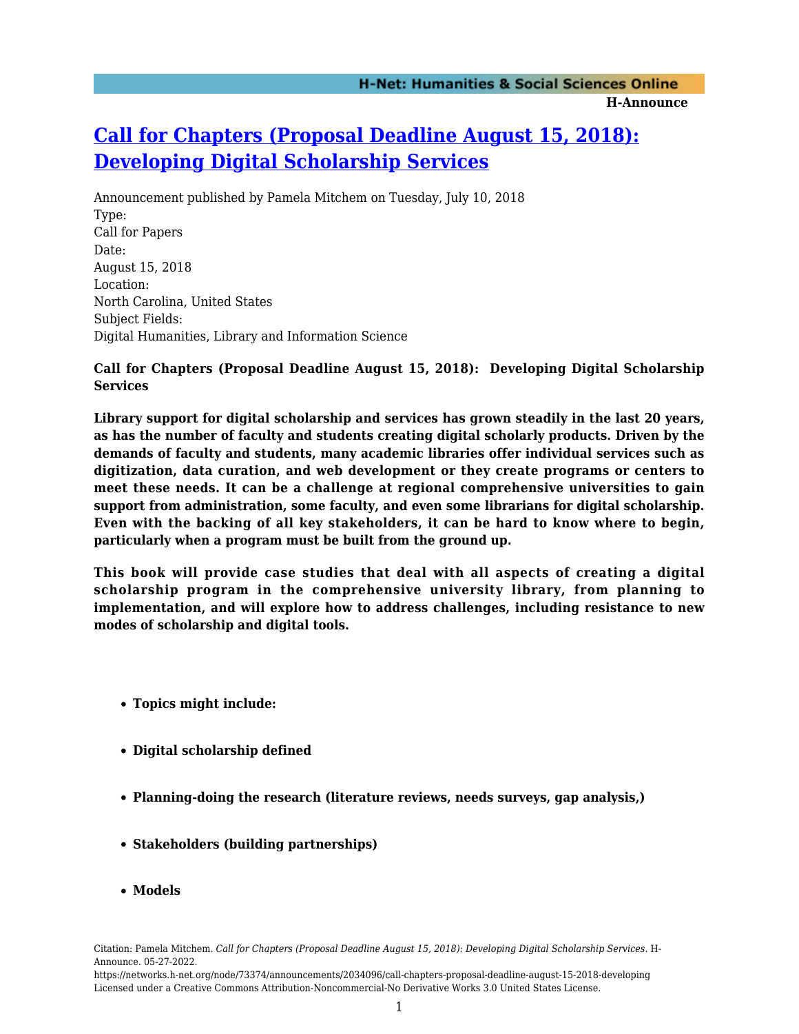# Call for Chapters (Proposal Deadline August 15, 2018): Developing Digital Scholarship Services

Announcement published by Pamela Mitchem on Tuesday, July 10, 2018

Type:
Call for Papers
Date:
August 15, 2018
Location:
North Carolina, United States
Subject Fields:
Digital Humanities, Library and Information Science

**Call for Chapters (Proposal Deadline August 15, 2018): Developing Digital Scholarship Services**

**Library support for digital scholarship and services has grown steadily in the last 20 years, as has the number of faculty and students creating digital scholarly products. Driven by the demands of faculty and students, many academic libraries offer individual services such as digitization, data curation, and web development or they create programs or centers to meet these needs. It can be a challenge at regional comprehensive universities to gain support from administration, some faculty, and even some librarians for digital scholarship. Even with the backing of all key stakeholders, it can be hard to know where to begin, particularly when a program must be built from the ground up.**

**This book will provide case studies that deal with all aspects of creating a digital scholarship program in the comprehensive university library, from planning to implementation, and will explore how to address challenges, including resistance to new modes of scholarship and digital tools.**

- **Topics might include:**
- **Digital scholarship defined**
- **Planning-doing the research (literature reviews, needs surveys, gap analysis,)**
- **Stakeholders (building partnerships)**
- **Models**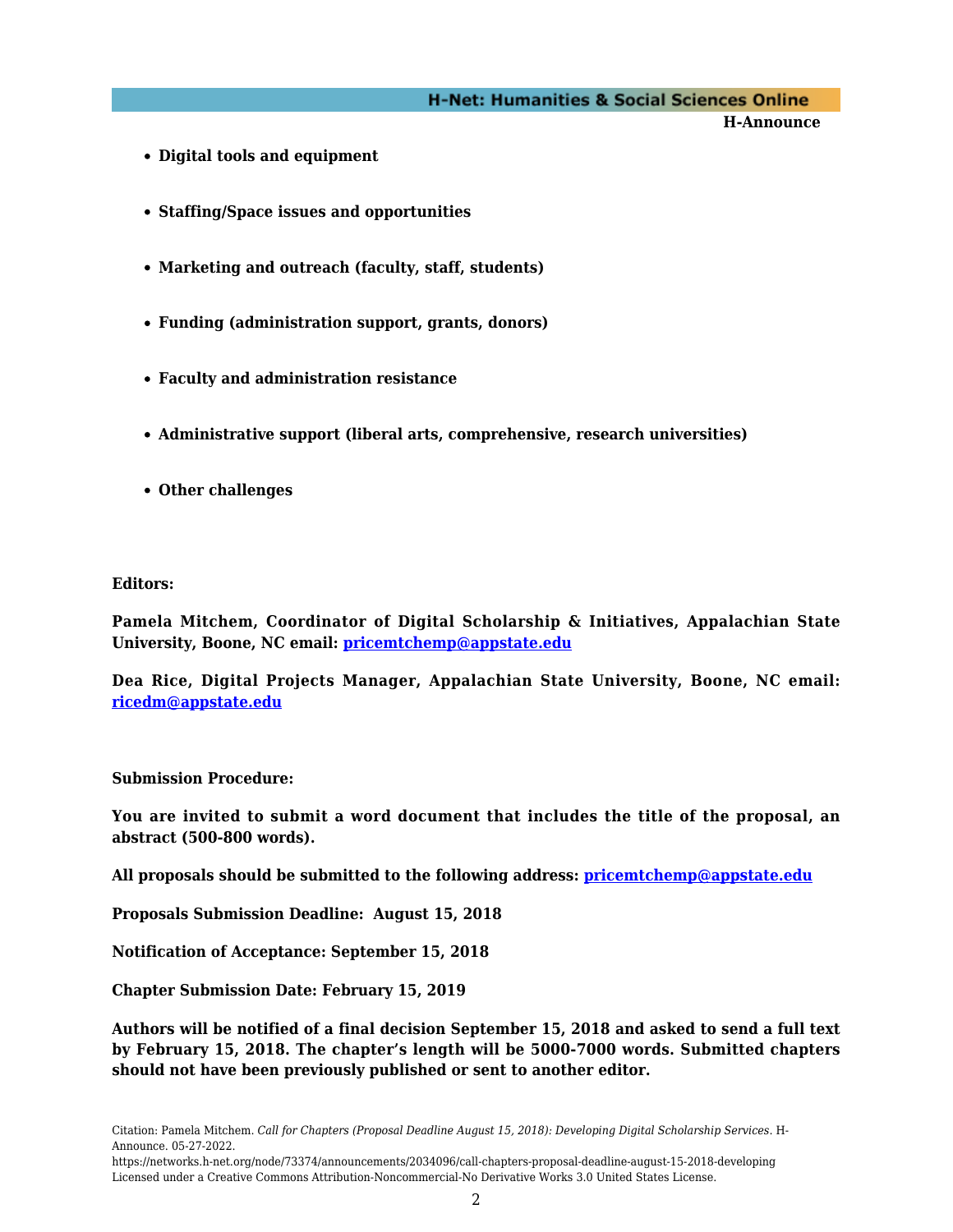- **Digital tools and equipment**
- **Staffing/Space issues and opportunities**
- **Marketing and outreach (faculty, staff, students)**
- **Funding (administration support, grants, donors)**
- **Faculty and administration resistance**
- **Administrative support (liberal arts, comprehensive, research universities)**
- **Other challenges**

**Editors:**

**Pamela Mitchem, Coordinator of Digital Scholarship & Initiatives, Appalachian State University, Boone, NC email: [pricemtchemp@appstate.edu](mailto:pricemtchemp@appstate.edu)**

**Dea Rice, Digital Projects Manager, Appalachian State University, Boone, NC email: [ricedm@appstate.edu](mailto:ricedm@appstate.edu)**

**Submission Procedure:**

**You are invited to submit a word document that includes the title of the proposal, an abstract (500-800 words).**

**All proposals should be submitted to the following address: [pricemtchemp@appstate.edu](mailto:pricemtchemp@appstate.edu)**

**Proposals Submission Deadline: August 15, 2018**

**Notification of Acceptance: September 15, 2018**

**Chapter Submission Date: February 15, 2019**

**Authors will be notified of a final decision September 15, 2018 and asked to send a full text by February 15, 2018. The chapter's length will be 5000-7000 words. Submitted chapters should not have been previously published or sent to another editor.**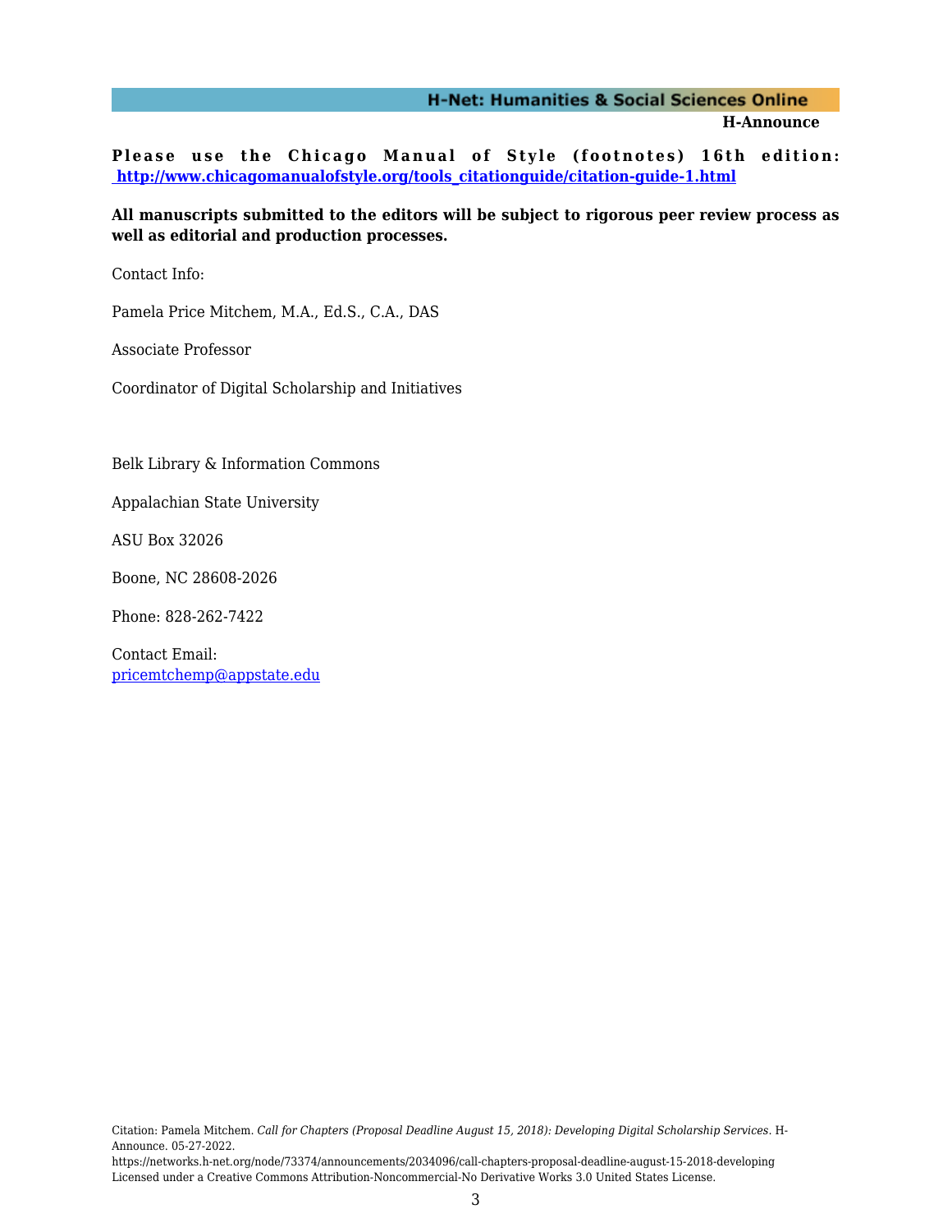**Please use the Chicago Manual of Style (footnotes) 16th edition: http://www.chicagomanualofstyle.org/tools_citationguide/citation-guide-1.html**

**All manuscripts submitted to the editors will be subject to rigorous peer review process as well as editorial and production processes.**

Contact Info:

Pamela Price Mitchem, M.A., Ed.S., C.A., DAS

Associate Professor

Coordinator of Digital Scholarship and Initiatives

Belk Library & Information Commons

Appalachian State University

ASU Box 32026

Boone, NC 28608-2026

Phone: 828-262-7422

Contact Email:
pricemtchemp@appstate.edu

Citation: Pamela Mitchem. *Call for Chapters (Proposal Deadline August 15, 2018): Developing Digital Scholarship Services*. H-Announce. 05-27-2022.
https://networks.h-net.org/node/73374/announcements/2034096/call-chapters-proposal-deadline-august-15-2018-developing
Licensed under a Creative Commons Attribution-Noncommercial-No Derivative Works 3.0 United States License.